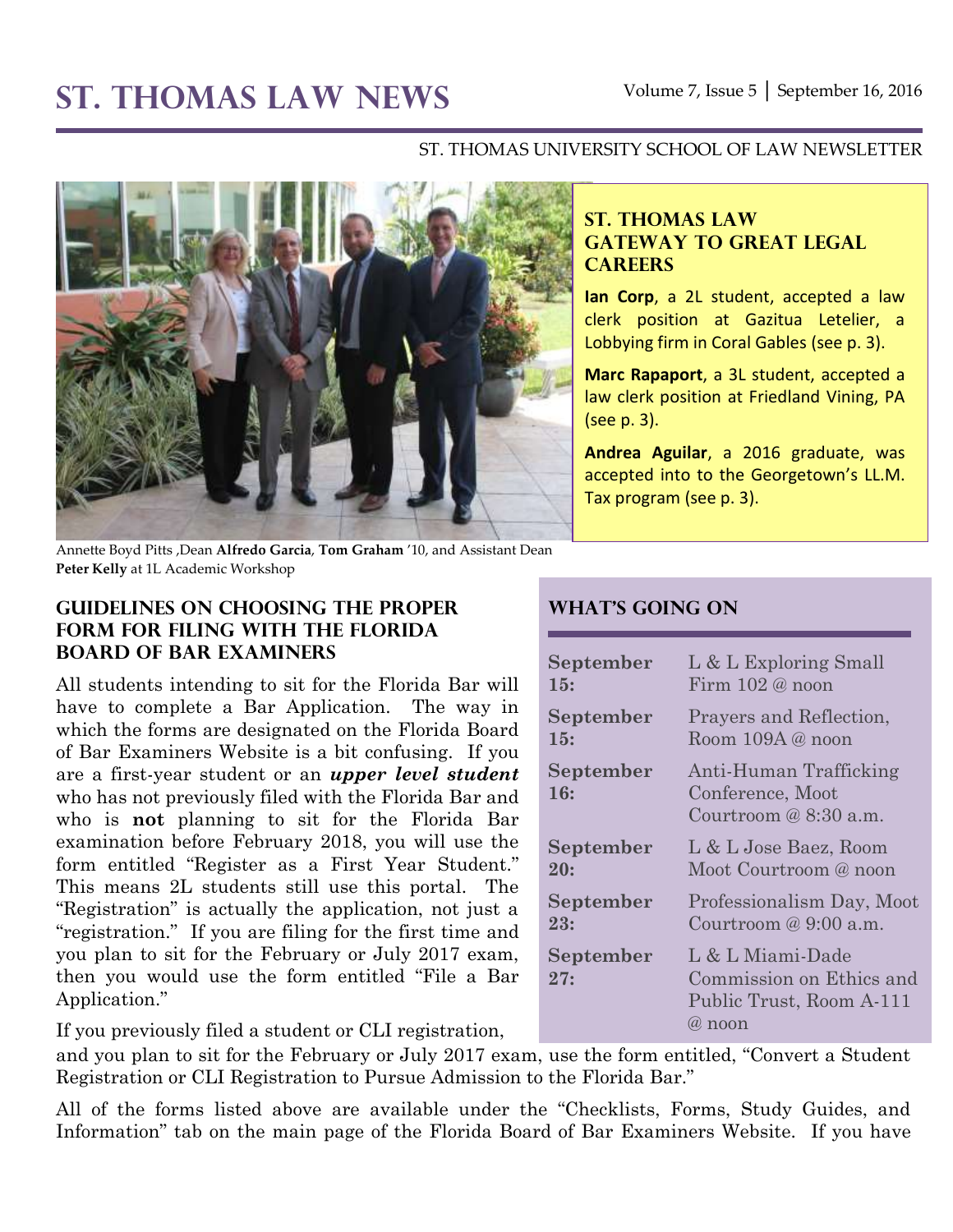# St. Thomas Law News

Volume 7, Issue 5 | September 16, 2016

ST. THOMAS UNIVERSITY SCHOOL OF LAW NEWSLETTER

Annette Boyd Pitts ,Dean **Alfredo Garcia**, **Tom Graham** '10, and Assistant Dean **Peter Kelly** at 1L Academic Workshop

## St. Thomas Law Gateway to Great Legal Careers

**Ian Corp**, a 2L student, accepted a law clerk position at Gazitua Letelier, a Lobbying firm in Coral Gables (see p. 3).

**Marc Rapaport**, a 3L student, accepted a law clerk position at Friedland Vining, PA (see p. 3).

**Andrea Aguilar**, a 2016 graduate, was accepted into to the Georgetown's LL.M. Tax program (see p. 3).

## Guidelines on Choosing the Proper Form for Filing with the Florida Board of Bar Examiners

All students intending to sit for the Florida Bar will have to complete a Bar Application. The way in which the forms are designated on the Florida Board of Bar Examiners Website is a bit confusing. If you are a first-year student or an ***upper level student*** who has not previously filed with the Florida Bar and who is **not** planning to sit for the Florida Bar examination before February 2018, you will use the form entitled "Register as a First Year Student." This means 2L students still use this portal. The "Registration" is actually the application, not just a "registration." If you are filing for the first time and you plan to sit for the February or July 2017 exam, then you would use the form entitled "File a Bar Application."

If you previously filed a student or CLI registration, and you plan to sit for the February or July 2017 exam, use the form entitled, "Convert a Student Registration or CLI Registration to Pursue Admission to the Florida Bar."

All of the forms listed above are available under the "Checklists, Forms, Study Guides, and Information" tab on the main page of the Florida Board of Bar Examiners Website. If you have

## What's Going On

| | |
|---|---|
| **September 15:** | L & L Exploring Small Firm 102 @ noon |
| **September 15:** | Prayers and Reflection, Room 109A @ noon |
| **September 16:** | Anti-Human Trafficking Conference, Moot Courtroom @ 8:30 a.m. |
| **September 20:** | L & L Jose Baez, Room Moot Courtroom @ noon |
| **September 23:** | Professionalism Day, Moot Courtroom @ 9:00 a.m. |
| **September 27:** | L & L Miami-Dade Commission on Ethics and Public Trust, Room A-111 @ noon |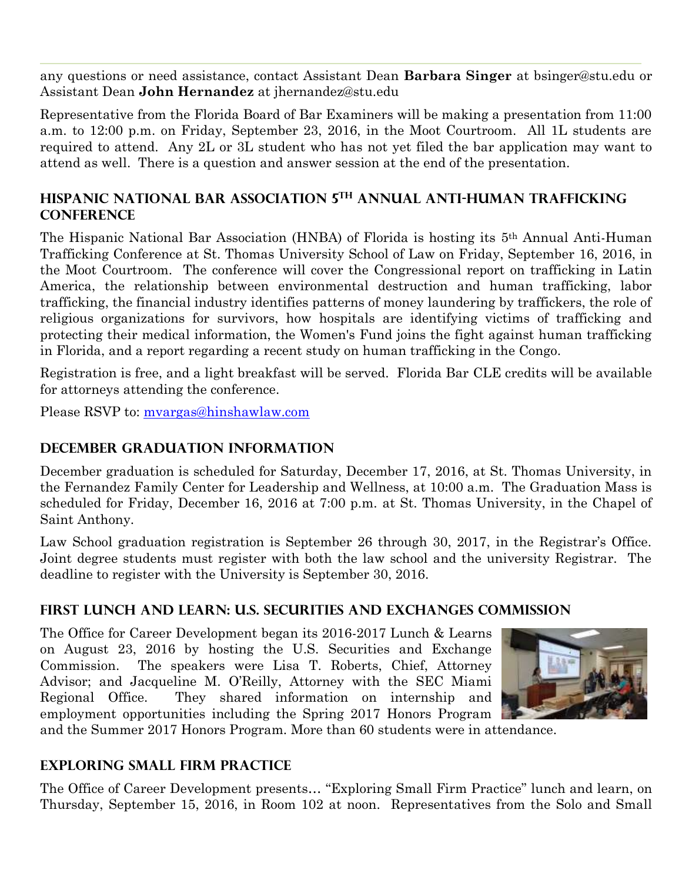any questions or need assistance, contact Assistant Dean **Barbara Singer** at bsinger@stu.edu or Assistant Dean **John Hernandez** at jhernandez@stu.edu

Representative from the Florida Board of Bar Examiners will be making a presentation from 11:00 a.m. to 12:00 p.m. on Friday, September 23, 2016, in the Moot Courtroom. All 1L students are required to attend. Any 2L or 3L student who has not yet filed the bar application may want to attend as well. There is a question and answer session at the end of the presentation.

## HISPANIC NATIONAL BAR ASSOCIATION 5TH ANNUAL ANTI-HUMAN TRAFFICKING CONFERENCE

The Hispanic National Bar Association (HNBA) of Florida is hosting its 5th Annual Anti-Human Trafficking Conference at St. Thomas University School of Law on Friday, September 16, 2016, in the Moot Courtroom. The conference will cover the Congressional report on trafficking in Latin America, the relationship between environmental destruction and human trafficking, labor trafficking, the financial industry identifies patterns of money laundering by traffickers, the role of religious organizations for survivors, how hospitals are identifying victims of trafficking and protecting their medical information, the Women's Fund joins the fight against human trafficking in Florida, and a report regarding a recent study on human trafficking in the Congo.

Registration is free, and a light breakfast will be served. Florida Bar CLE credits will be available for attorneys attending the conference.

Please RSVP to: mvargas@hinshawlaw.com

## DECEMBER GRADUATION INFORMATION

December graduation is scheduled for Saturday, December 17, 2016, at St. Thomas University, in the Fernandez Family Center for Leadership and Wellness, at 10:00 a.m. The Graduation Mass is scheduled for Friday, December 16, 2016 at 7:00 p.m. at St. Thomas University, in the Chapel of Saint Anthony.

Law School graduation registration is September 26 through 30, 2017, in the Registrar's Office. Joint degree students must register with both the law school and the university Registrar. The deadline to register with the University is September 30, 2016.

## FIRST LUNCH AND LEARN: U.S. SECURITIES AND EXCHANGES COMMISSION

The Office for Career Development began its 2016-2017 Lunch & Learns on August 23, 2016 by hosting the U.S. Securities and Exchange Commission. The speakers were Lisa T. Roberts, Chief, Attorney Advisor; and Jacqueline M. O'Reilly, Attorney with the SEC Miami Regional Office. They shared information on internship and employment opportunities including the Spring 2017 Honors Program and the Summer 2017 Honors Program. More than 60 students were in attendance.

## EXPLORING SMALL FIRM PRACTICE

The Office of Career Development presents… "Exploring Small Firm Practice" lunch and learn, on Thursday, September 15, 2016, in Room 102 at noon. Representatives from the Solo and Small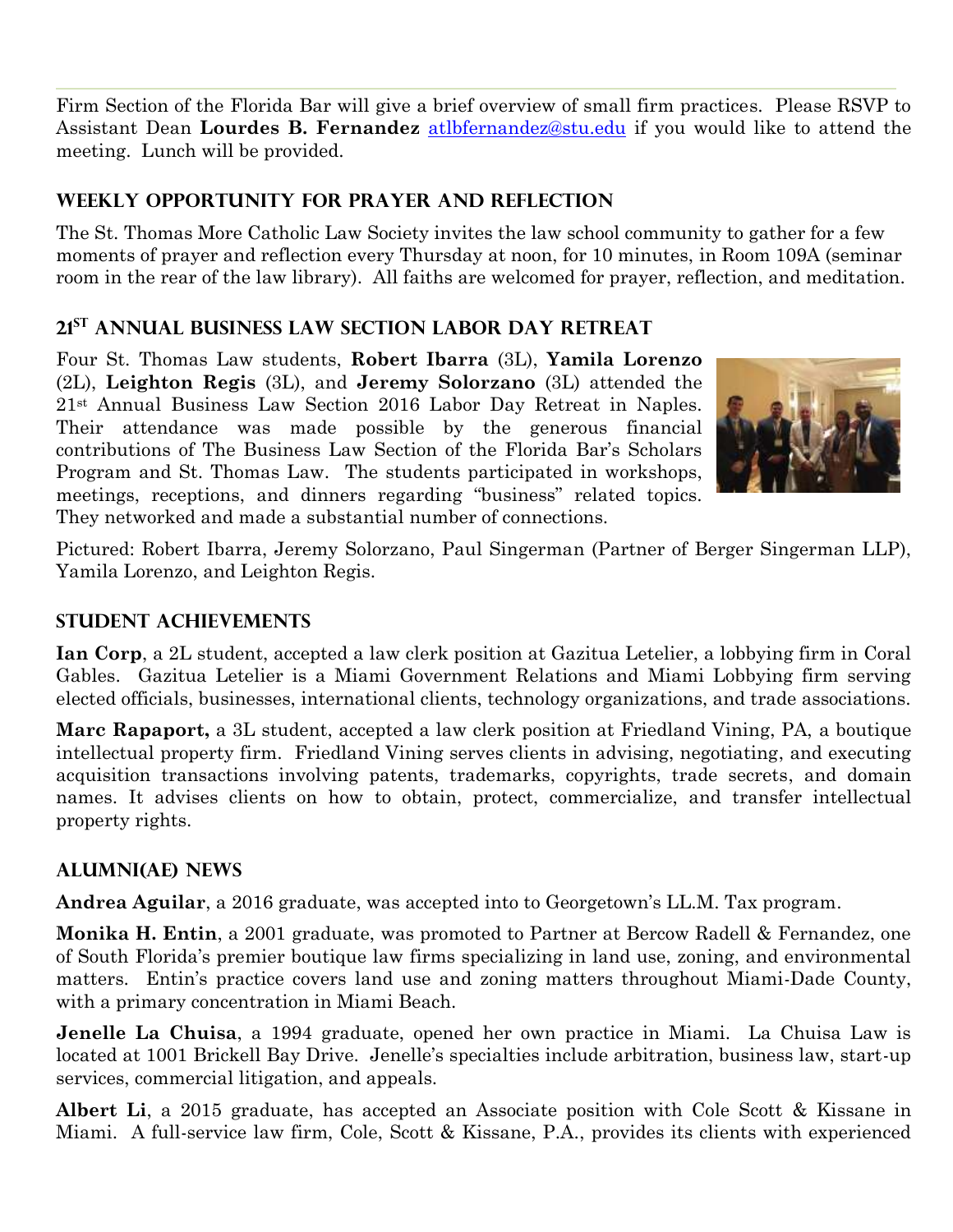Firm Section of the Florida Bar will give a brief overview of small firm practices. Please RSVP to Assistant Dean **Lourdes B. Fernandez** atlbfernandez@stu.edu if you would like to attend the meeting. Lunch will be provided.

## Weekly Opportunity for Prayer and Reflection

The St. Thomas More Catholic Law Society invites the law school community to gather for a few moments of prayer and reflection every Thursday at noon, for 10 minutes, in Room 109A (seminar room in the rear of the law library). All faiths are welcomed for prayer, reflection, and meditation.

## 21st Annual Business Law Section Labor Day Retreat

Four St. Thomas Law students, **Robert Ibarra** (3L), **Yamila Lorenzo** (2L), **Leighton Regis** (3L), and **Jeremy Solorzano** (3L) attended the 21st Annual Business Law Section 2016 Labor Day Retreat in Naples. Their attendance was made possible by the generous financial contributions of The Business Law Section of the Florida Bar's Scholars Program and St. Thomas Law. The students participated in workshops, meetings, receptions, and dinners regarding "business" related topics. They networked and made a substantial number of connections.

Pictured: Robert Ibarra, Jeremy Solorzano, Paul Singerman (Partner of Berger Singerman LLP), Yamila Lorenzo, and Leighton Regis.

## Student Achievements

**Ian Corp**, a 2L student, accepted a law clerk position at Gazitua Letelier, a lobbying firm in Coral Gables. Gazitua Letelier is a Miami Government Relations and Miami Lobbying firm serving elected officials, businesses, international clients, technology organizations, and trade associations.

**Marc Rapaport,** a 3L student, accepted a law clerk position at Friedland Vining, PA, a boutique intellectual property firm. Friedland Vining serves clients in advising, negotiating, and executing acquisition transactions involving patents, trademarks, copyrights, trade secrets, and domain names. It advises clients on how to obtain, protect, commercialize, and transfer intellectual property rights.

## Alumni(ae) News

**Andrea Aguilar**, a 2016 graduate, was accepted into to Georgetown's LL.M. Tax program.

**Monika H. Entin**, a 2001 graduate, was promoted to Partner at Bercow Radell & Fernandez, one of South Florida's premier boutique law firms specializing in land use, zoning, and environmental matters. Entin's practice covers land use and zoning matters throughout Miami-Dade County, with a primary concentration in Miami Beach.

**Jenelle La Chuisa**, a 1994 graduate, opened her own practice in Miami. La Chuisa Law is located at 1001 Brickell Bay Drive. Jenelle's specialties include arbitration, business law, start-up services, commercial litigation, and appeals.

**Albert Li**, a 2015 graduate, has accepted an Associate position with Cole Scott & Kissane in Miami. A full-service law firm, Cole, Scott & Kissane, P.A., provides its clients with experienced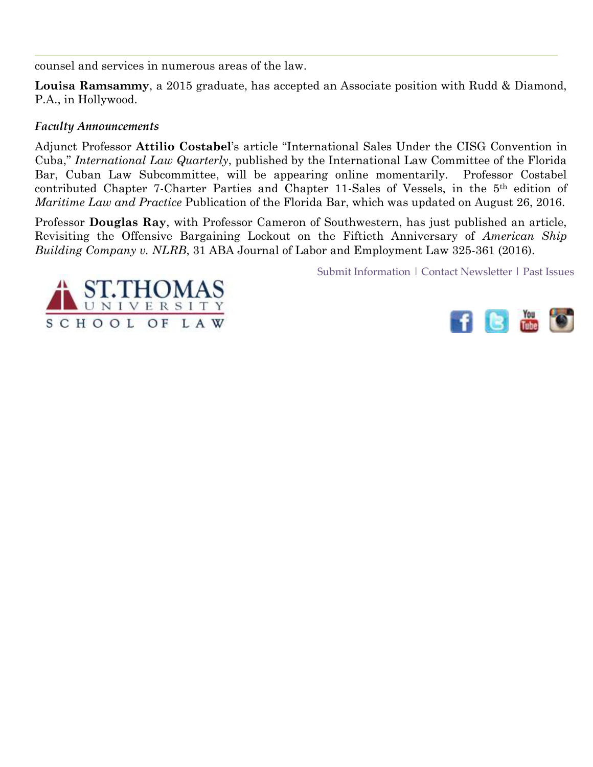counsel and services in numerous areas of the law.

**Louisa Ramsammy**, a 2015 graduate, has accepted an Associate position with Rudd & Diamond, P.A., in Hollywood.

### *Faculty Announcements*

Adjunct Professor **Attilio Costabel**'s article "International Sales Under the CISG Convention in Cuba," *International Law Quarterly*, published by the International Law Committee of the Florida Bar, Cuban Law Subcommittee, will be appearing online momentarily. Professor Costabel contributed Chapter 7-Charter Parties and Chapter 11-Sales of Vessels, in the 5th edition of *Maritime Law and Practice* Publication of the Florida Bar, which was updated on August 26, 2016.

Professor **Douglas Ray**, with Professor Cameron of Southwestern, has just published an article, Revisiting the Offensive Bargaining Lockout on the Fiftieth Anniversary of *American Ship Building Company v. NLRB*, 31 ABA Journal of Labor and Employment Law 325-361 (2016).

Submit Information | Contact Newsletter | Past Issues

ST.THOMAS UNIVERSITY SCHOOL OF LAW